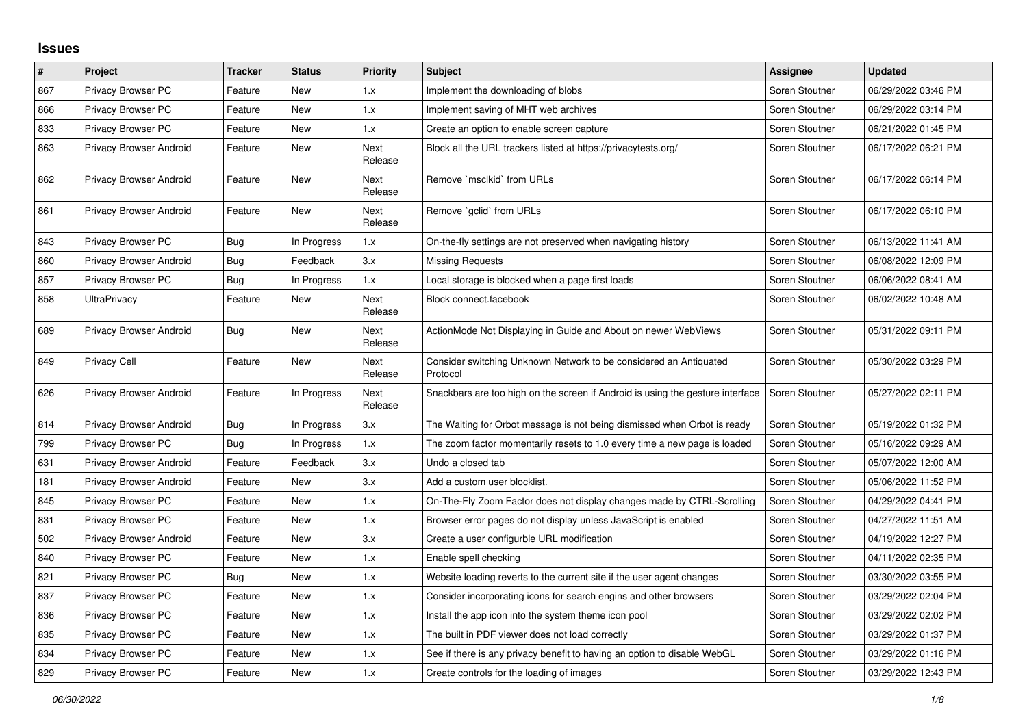## Issues

| # | Project | Tracker | Status | Priority | Subject | Assignee | Updated |
|---|---|---|---|---|---|---|---|
| 867 | Privacy Browser PC | Feature | New | 1.x | Implement the downloading of blobs | Soren Stoutner | 06/29/2022 03:46 PM |
| 866 | Privacy Browser PC | Feature | New | 1.x | Implement saving of MHT web archives | Soren Stoutner | 06/29/2022 03:14 PM |
| 833 | Privacy Browser PC | Feature | New | 1.x | Create an option to enable screen capture | Soren Stoutner | 06/21/2022 01:45 PM |
| 863 | Privacy Browser Android | Feature | New | Next Release | Block all the URL trackers listed at https://privacytests.org/ | Soren Stoutner | 06/17/2022 06:21 PM |
| 862 | Privacy Browser Android | Feature | New | Next Release | Remove `msclkid` from URLs | Soren Stoutner | 06/17/2022 06:14 PM |
| 861 | Privacy Browser Android | Feature | New | Next Release | Remove `gclid` from URLs | Soren Stoutner | 06/17/2022 06:10 PM |
| 843 | Privacy Browser PC | Bug | In Progress | 1.x | On-the-fly settings are not preserved when navigating history | Soren Stoutner | 06/13/2022 11:41 AM |
| 860 | Privacy Browser Android | Bug | Feedback | 3.x | Missing Requests | Soren Stoutner | 06/08/2022 12:09 PM |
| 857 | Privacy Browser PC | Bug | In Progress | 1.x | Local storage is blocked when a page first loads | Soren Stoutner | 06/06/2022 08:41 AM |
| 858 | UltraPrivacy | Feature | New | Next Release | Block connect.facebook | Soren Stoutner | 06/02/2022 10:48 AM |
| 689 | Privacy Browser Android | Bug | New | Next Release | ActionMode Not Displaying in Guide and About on newer WebViews | Soren Stoutner | 05/31/2022 09:11 PM |
| 849 | Privacy Cell | Feature | New | Next Release | Consider switching Unknown Network to be considered an Antiquated Protocol | Soren Stoutner | 05/30/2022 03:29 PM |
| 626 | Privacy Browser Android | Feature | In Progress | Next Release | Snackbars are too high on the screen if Android is using the gesture interface | Soren Stoutner | 05/27/2022 02:11 PM |
| 814 | Privacy Browser Android | Bug | In Progress | 3.x | The Waiting for Orbot message is not being dismissed when Orbot is ready | Soren Stoutner | 05/19/2022 01:32 PM |
| 799 | Privacy Browser PC | Bug | In Progress | 1.x | The zoom factor momentarily resets to 1.0 every time a new page is loaded | Soren Stoutner | 05/16/2022 09:29 AM |
| 631 | Privacy Browser Android | Feature | Feedback | 3.x | Undo a closed tab | Soren Stoutner | 05/07/2022 12:00 AM |
| 181 | Privacy Browser Android | Feature | New | 3.x | Add a custom user blocklist. | Soren Stoutner | 05/06/2022 11:52 PM |
| 845 | Privacy Browser PC | Feature | New | 1.x | On-The-Fly Zoom Factor does not display changes made by CTRL-Scrolling | Soren Stoutner | 04/29/2022 04:41 PM |
| 831 | Privacy Browser PC | Feature | New | 1.x | Browser error pages do not display unless JavaScript is enabled | Soren Stoutner | 04/27/2022 11:51 AM |
| 502 | Privacy Browser Android | Feature | New | 3.x | Create a user configurble URL modification | Soren Stoutner | 04/19/2022 12:27 PM |
| 840 | Privacy Browser PC | Feature | New | 1.x | Enable spell checking | Soren Stoutner | 04/11/2022 02:35 PM |
| 821 | Privacy Browser PC | Bug | New | 1.x | Website loading reverts to the current site if the user agent changes | Soren Stoutner | 03/30/2022 03:55 PM |
| 837 | Privacy Browser PC | Feature | New | 1.x | Consider incorporating icons for search engins and other browsers | Soren Stoutner | 03/29/2022 02:04 PM |
| 836 | Privacy Browser PC | Feature | New | 1.x | Install the app icon into the system theme icon pool | Soren Stoutner | 03/29/2022 02:02 PM |
| 835 | Privacy Browser PC | Feature | New | 1.x | The built in PDF viewer does not load correctly | Soren Stoutner | 03/29/2022 01:37 PM |
| 834 | Privacy Browser PC | Feature | New | 1.x | See if there is any privacy benefit to having an option to disable WebGL | Soren Stoutner | 03/29/2022 01:16 PM |
| 829 | Privacy Browser PC | Feature | New | 1.x | Create controls for the loading of images | Soren Stoutner | 03/29/2022 12:43 PM |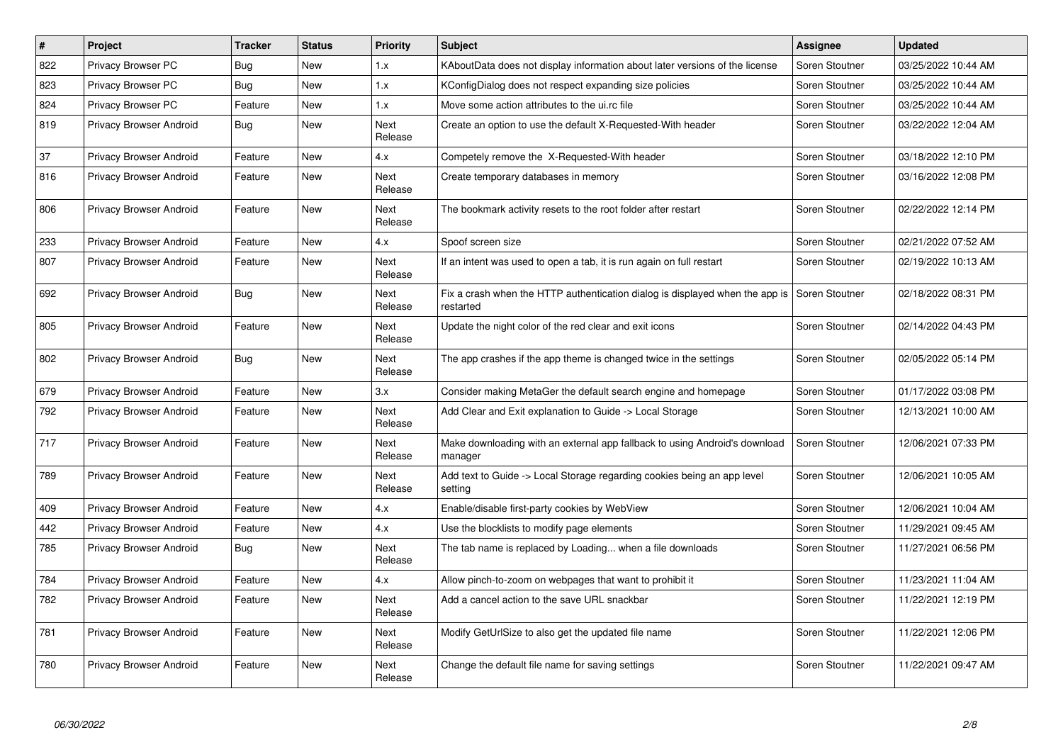| # | Project | Tracker | Status | Priority | Subject | Assignee | Updated |
|---|---|---|---|---|---|---|---|
| 822 | Privacy Browser PC | Bug | New | 1.x | KAboutData does not display information about later versions of the license | Soren Stoutner | 03/25/2022 10:44 AM |
| 823 | Privacy Browser PC | Bug | New | 1.x | KConfigDialog does not respect expanding size policies | Soren Stoutner | 03/25/2022 10:44 AM |
| 824 | Privacy Browser PC | Feature | New | 1.x | Move some action attributes to the ui.rc file | Soren Stoutner | 03/25/2022 10:44 AM |
| 819 | Privacy Browser Android | Bug | New | Next Release | Create an option to use the default X-Requested-With header | Soren Stoutner | 03/22/2022 12:04 AM |
| 37 | Privacy Browser Android | Feature | New | 4.x | Competely remove the X-Requested-With header | Soren Stoutner | 03/18/2022 12:10 PM |
| 816 | Privacy Browser Android | Feature | New | Next Release | Create temporary databases in memory | Soren Stoutner | 03/16/2022 12:08 PM |
| 806 | Privacy Browser Android | Feature | New | Next Release | The bookmark activity resets to the root folder after restart | Soren Stoutner | 02/22/2022 12:14 PM |
| 233 | Privacy Browser Android | Feature | New | 4.x | Spoof screen size | Soren Stoutner | 02/21/2022 07:52 AM |
| 807 | Privacy Browser Android | Feature | New | Next Release | If an intent was used to open a tab, it is run again on full restart | Soren Stoutner | 02/19/2022 10:13 AM |
| 692 | Privacy Browser Android | Bug | New | Next Release | Fix a crash when the HTTP authentication dialog is displayed when the app is restarted | Soren Stoutner | 02/18/2022 08:31 PM |
| 805 | Privacy Browser Android | Feature | New | Next Release | Update the night color of the red clear and exit icons | Soren Stoutner | 02/14/2022 04:43 PM |
| 802 | Privacy Browser Android | Bug | New | Next Release | The app crashes if the app theme is changed twice in the settings | Soren Stoutner | 02/05/2022 05:14 PM |
| 679 | Privacy Browser Android | Feature | New | 3.x | Consider making MetaGer the default search engine and homepage | Soren Stoutner | 01/17/2022 03:08 PM |
| 792 | Privacy Browser Android | Feature | New | Next Release | Add Clear and Exit explanation to Guide -> Local Storage | Soren Stoutner | 12/13/2021 10:00 AM |
| 717 | Privacy Browser Android | Feature | New | Next Release | Make downloading with an external app fallback to using Android's download manager | Soren Stoutner | 12/06/2021 07:33 PM |
| 789 | Privacy Browser Android | Feature | New | Next Release | Add text to Guide -> Local Storage regarding cookies being an app level setting | Soren Stoutner | 12/06/2021 10:05 AM |
| 409 | Privacy Browser Android | Feature | New | 4.x | Enable/disable first-party cookies by WebView | Soren Stoutner | 12/06/2021 10:04 AM |
| 442 | Privacy Browser Android | Feature | New | 4.x | Use the blocklists to modify page elements | Soren Stoutner | 11/29/2021 09:45 AM |
| 785 | Privacy Browser Android | Bug | New | Next Release | The tab name is replaced by Loading... when a file downloads | Soren Stoutner | 11/27/2021 06:56 PM |
| 784 | Privacy Browser Android | Feature | New | 4.x | Allow pinch-to-zoom on webpages that want to prohibit it | Soren Stoutner | 11/23/2021 11:04 AM |
| 782 | Privacy Browser Android | Feature | New | Next Release | Add a cancel action to the save URL snackbar | Soren Stoutner | 11/22/2021 12:19 PM |
| 781 | Privacy Browser Android | Feature | New | Next Release | Modify GetUrlSize to also get the updated file name | Soren Stoutner | 11/22/2021 12:06 PM |
| 780 | Privacy Browser Android | Feature | New | Next Release | Change the default file name for saving settings | Soren Stoutner | 11/22/2021 09:47 AM |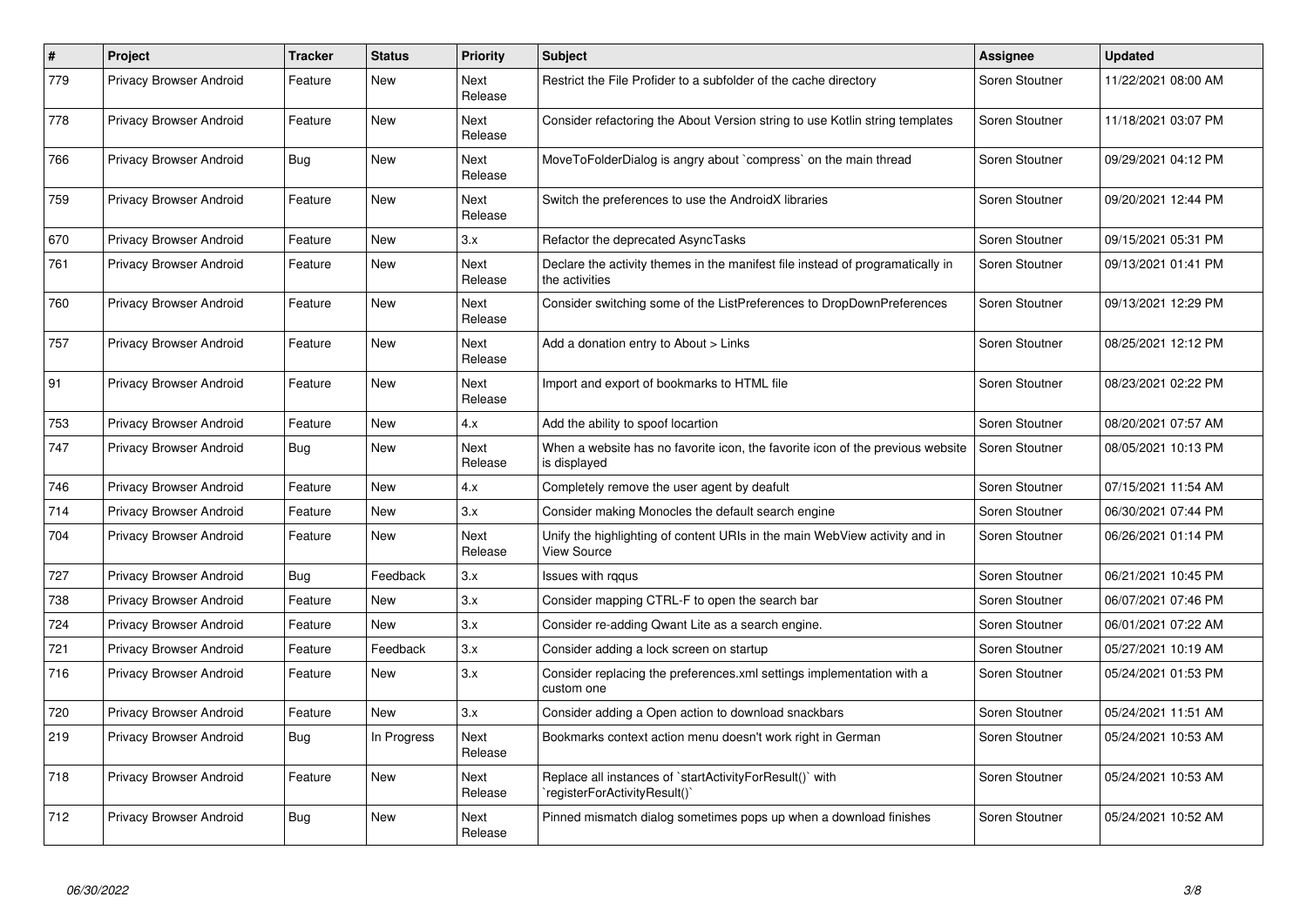| # | Project | Tracker | Status | Priority | Subject | Assignee | Updated |
|---|---|---|---|---|---|---|---|
| 779 | Privacy Browser Android | Feature | New | Next Release | Restrict the File Profider to a subfolder of the cache directory | Soren Stoutner | 11/22/2021 08:00 AM |
| 778 | Privacy Browser Android | Feature | New | Next Release | Consider refactoring the About Version string to use Kotlin string templates | Soren Stoutner | 11/18/2021 03:07 PM |
| 766 | Privacy Browser Android | Bug | New | Next Release | MoveToFolderDialog is angry about `compress` on the main thread | Soren Stoutner | 09/29/2021 04:12 PM |
| 759 | Privacy Browser Android | Feature | New | Next Release | Switch the preferences to use the AndroidX libraries | Soren Stoutner | 09/20/2021 12:44 PM |
| 670 | Privacy Browser Android | Feature | New | 3.x | Refactor the deprecated AsyncTasks | Soren Stoutner | 09/15/2021 05:31 PM |
| 761 | Privacy Browser Android | Feature | New | Next Release | Declare the activity themes in the manifest file instead of programatically in the activities | Soren Stoutner | 09/13/2021 01:41 PM |
| 760 | Privacy Browser Android | Feature | New | Next Release | Consider switching some of the ListPreferences to DropDownPreferences | Soren Stoutner | 09/13/2021 12:29 PM |
| 757 | Privacy Browser Android | Feature | New | Next Release | Add a donation entry to About > Links | Soren Stoutner | 08/25/2021 12:12 PM |
| 91 | Privacy Browser Android | Feature | New | Next Release | Import and export of bookmarks to HTML file | Soren Stoutner | 08/23/2021 02:22 PM |
| 753 | Privacy Browser Android | Feature | New | 4.x | Add the ability to spoof locartion | Soren Stoutner | 08/20/2021 07:57 AM |
| 747 | Privacy Browser Android | Bug | New | Next Release | When a website has no favorite icon, the favorite icon of the previous website is displayed | Soren Stoutner | 08/05/2021 10:13 PM |
| 746 | Privacy Browser Android | Feature | New | 4.x | Completely remove the user agent by deafult | Soren Stoutner | 07/15/2021 11:54 AM |
| 714 | Privacy Browser Android | Feature | New | 3.x | Consider making Monocles the default search engine | Soren Stoutner | 06/30/2021 07:44 PM |
| 704 | Privacy Browser Android | Feature | New | Next Release | Unify the highlighting of content URIs in the main WebView activity and in View Source | Soren Stoutner | 06/26/2021 01:14 PM |
| 727 | Privacy Browser Android | Bug | Feedback | 3.x | Issues with rqqus | Soren Stoutner | 06/21/2021 10:45 PM |
| 738 | Privacy Browser Android | Feature | New | 3.x | Consider mapping CTRL-F to open the search bar | Soren Stoutner | 06/07/2021 07:46 PM |
| 724 | Privacy Browser Android | Feature | New | 3.x | Consider re-adding Qwant Lite as a search engine. | Soren Stoutner | 06/01/2021 07:22 AM |
| 721 | Privacy Browser Android | Feature | Feedback | 3.x | Consider adding a lock screen on startup | Soren Stoutner | 05/27/2021 10:19 AM |
| 716 | Privacy Browser Android | Feature | New | 3.x | Consider replacing the preferences.xml settings implementation with a custom one | Soren Stoutner | 05/24/2021 01:53 PM |
| 720 | Privacy Browser Android | Feature | New | 3.x | Consider adding a Open action to download snackbars | Soren Stoutner | 05/24/2021 11:51 AM |
| 219 | Privacy Browser Android | Bug | In Progress | Next Release | Bookmarks context action menu doesn't work right in German | Soren Stoutner | 05/24/2021 10:53 AM |
| 718 | Privacy Browser Android | Feature | New | Next Release | Replace all instances of `startActivityForResult()` with `registerForActivityResult()` | Soren Stoutner | 05/24/2021 10:53 AM |
| 712 | Privacy Browser Android | Bug | New | Next Release | Pinned mismatch dialog sometimes pops up when a download finishes | Soren Stoutner | 05/24/2021 10:52 AM |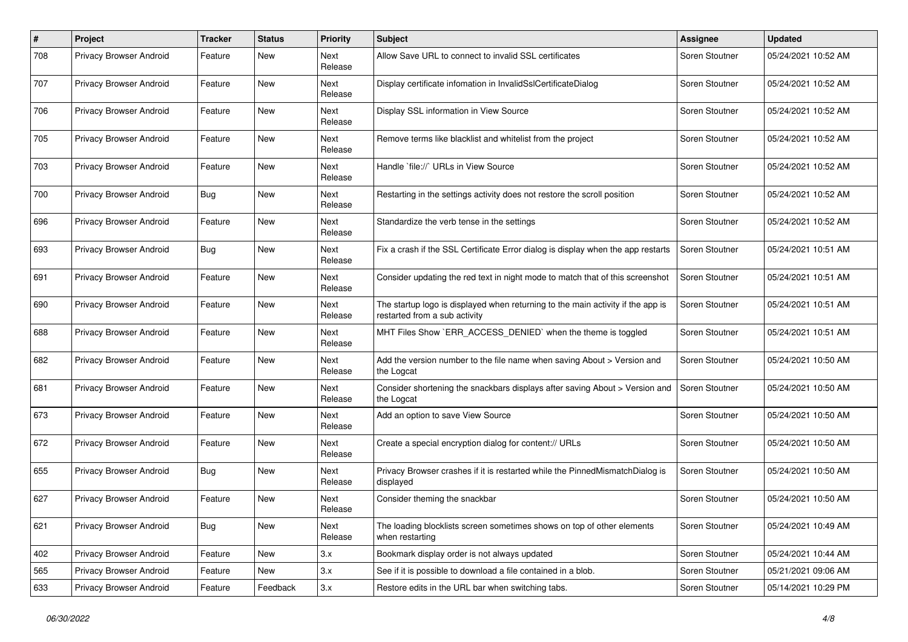| # | Project | Tracker | Status | Priority | Subject | Assignee | Updated |
|---|---|---|---|---|---|---|---|
| 708 | Privacy Browser Android | Feature | New | Next Release | Allow Save URL to connect to invalid SSL certificates | Soren Stoutner | 05/24/2021 10:52 AM |
| 707 | Privacy Browser Android | Feature | New | Next Release | Display certificate infomation in InvalidSslCertificateDialog | Soren Stoutner | 05/24/2021 10:52 AM |
| 706 | Privacy Browser Android | Feature | New | Next Release | Display SSL information in View Source | Soren Stoutner | 05/24/2021 10:52 AM |
| 705 | Privacy Browser Android | Feature | New | Next Release | Remove terms like blacklist and whitelist from the project | Soren Stoutner | 05/24/2021 10:52 AM |
| 703 | Privacy Browser Android | Feature | New | Next Release | Handle `file://` URLs in View Source | Soren Stoutner | 05/24/2021 10:52 AM |
| 700 | Privacy Browser Android | Bug | New | Next Release | Restarting in the settings activity does not restore the scroll position | Soren Stoutner | 05/24/2021 10:52 AM |
| 696 | Privacy Browser Android | Feature | New | Next Release | Standardize the verb tense in the settings | Soren Stoutner | 05/24/2021 10:52 AM |
| 693 | Privacy Browser Android | Bug | New | Next Release | Fix a crash if the SSL Certificate Error dialog is display when the app restarts | Soren Stoutner | 05/24/2021 10:51 AM |
| 691 | Privacy Browser Android | Feature | New | Next Release | Consider updating the red text in night mode to match that of this screenshot | Soren Stoutner | 05/24/2021 10:51 AM |
| 690 | Privacy Browser Android | Feature | New | Next Release | The startup logo is displayed when returning to the main activity if the app is restarted from a sub activity | Soren Stoutner | 05/24/2021 10:51 AM |
| 688 | Privacy Browser Android | Feature | New | Next Release | MHT Files Show `ERR_ACCESS_DENIED` when the theme is toggled | Soren Stoutner | 05/24/2021 10:51 AM |
| 682 | Privacy Browser Android | Feature | New | Next Release | Add the version number to the file name when saving About > Version and the Logcat | Soren Stoutner | 05/24/2021 10:50 AM |
| 681 | Privacy Browser Android | Feature | New | Next Release | Consider shortening the snackbars displays after saving About > Version and the Logcat | Soren Stoutner | 05/24/2021 10:50 AM |
| 673 | Privacy Browser Android | Feature | New | Next Release | Add an option to save View Source | Soren Stoutner | 05/24/2021 10:50 AM |
| 672 | Privacy Browser Android | Feature | New | Next Release | Create a special encryption dialog for content:// URLs | Soren Stoutner | 05/24/2021 10:50 AM |
| 655 | Privacy Browser Android | Bug | New | Next Release | Privacy Browser crashes if it is restarted while the PinnedMismatchDialog is displayed | Soren Stoutner | 05/24/2021 10:50 AM |
| 627 | Privacy Browser Android | Feature | New | Next Release | Consider theming the snackbar | Soren Stoutner | 05/24/2021 10:50 AM |
| 621 | Privacy Browser Android | Bug | New | Next Release | The loading blocklists screen sometimes shows on top of other elements when restarting | Soren Stoutner | 05/24/2021 10:49 AM |
| 402 | Privacy Browser Android | Feature | New | 3.x | Bookmark display order is not always updated | Soren Stoutner | 05/24/2021 10:44 AM |
| 565 | Privacy Browser Android | Feature | New | 3.x | See if it is possible to download a file contained in a blob. | Soren Stoutner | 05/21/2021 09:06 AM |
| 633 | Privacy Browser Android | Feature | Feedback | 3.x | Restore edits in the URL bar when switching tabs. | Soren Stoutner | 05/14/2021 10:29 PM |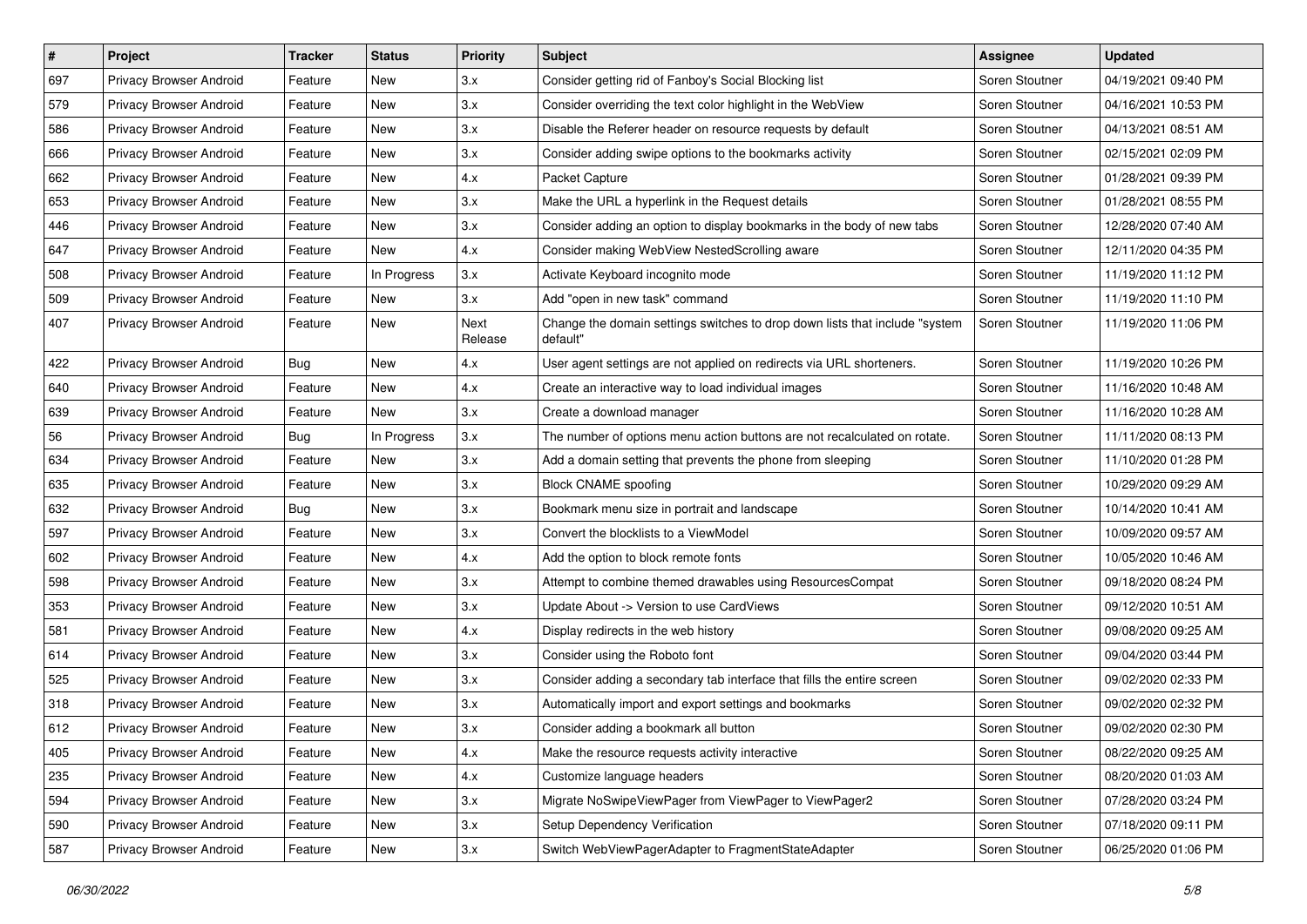| # | Project | Tracker | Status | Priority | Subject | Assignee | Updated |
| --- | --- | --- | --- | --- | --- | --- | --- |
| 697 | Privacy Browser Android | Feature | New | 3.x | Consider getting rid of Fanboy's Social Blocking list | Soren Stoutner | 04/19/2021 09:40 PM |
| 579 | Privacy Browser Android | Feature | New | 3.x | Consider overriding the text color highlight in the WebView | Soren Stoutner | 04/16/2021 10:53 PM |
| 586 | Privacy Browser Android | Feature | New | 3.x | Disable the Referer header on resource requests by default | Soren Stoutner | 04/13/2021 08:51 AM |
| 666 | Privacy Browser Android | Feature | New | 3.x | Consider adding swipe options to the bookmarks activity | Soren Stoutner | 02/15/2021 02:09 PM |
| 662 | Privacy Browser Android | Feature | New | 4.x | Packet Capture | Soren Stoutner | 01/28/2021 09:39 PM |
| 653 | Privacy Browser Android | Feature | New | 3.x | Make the URL a hyperlink in the Request details | Soren Stoutner | 01/28/2021 08:55 PM |
| 446 | Privacy Browser Android | Feature | New | 3.x | Consider adding an option to display bookmarks in the body of new tabs | Soren Stoutner | 12/28/2020 07:40 AM |
| 647 | Privacy Browser Android | Feature | New | 4.x | Consider making WebView NestedScrolling aware | Soren Stoutner | 12/11/2020 04:35 PM |
| 508 | Privacy Browser Android | Feature | In Progress | 3.x | Activate Keyboard incognito mode | Soren Stoutner | 11/19/2020 11:12 PM |
| 509 | Privacy Browser Android | Feature | New | 3.x | Add "open in new task" command | Soren Stoutner | 11/19/2020 11:10 PM |
| 407 | Privacy Browser Android | Feature | New | Next Release | Change the domain settings switches to drop down lists that include "system default" | Soren Stoutner | 11/19/2020 11:06 PM |
| 422 | Privacy Browser Android | Bug | New | 4.x | User agent settings are not applied on redirects via URL shorteners. | Soren Stoutner | 11/19/2020 10:26 PM |
| 640 | Privacy Browser Android | Feature | New | 4.x | Create an interactive way to load individual images | Soren Stoutner | 11/16/2020 10:48 AM |
| 639 | Privacy Browser Android | Feature | New | 3.x | Create a download manager | Soren Stoutner | 11/16/2020 10:28 AM |
| 56 | Privacy Browser Android | Bug | In Progress | 3.x | The number of options menu action buttons are not recalculated on rotate. | Soren Stoutner | 11/11/2020 08:13 PM |
| 634 | Privacy Browser Android | Feature | New | 3.x | Add a domain setting that prevents the phone from sleeping | Soren Stoutner | 11/10/2020 01:28 PM |
| 635 | Privacy Browser Android | Feature | New | 3.x | Block CNAME spoofing | Soren Stoutner | 10/29/2020 09:29 AM |
| 632 | Privacy Browser Android | Bug | New | 3.x | Bookmark menu size in portrait and landscape | Soren Stoutner | 10/14/2020 10:41 AM |
| 597 | Privacy Browser Android | Feature | New | 3.x | Convert the blocklists to a ViewModel | Soren Stoutner | 10/09/2020 09:57 AM |
| 602 | Privacy Browser Android | Feature | New | 4.x | Add the option to block remote fonts | Soren Stoutner | 10/05/2020 10:46 AM |
| 598 | Privacy Browser Android | Feature | New | 3.x | Attempt to combine themed drawables using ResourcesCompat | Soren Stoutner | 09/18/2020 08:24 PM |
| 353 | Privacy Browser Android | Feature | New | 3.x | Update About -> Version to use CardViews | Soren Stoutner | 09/12/2020 10:51 AM |
| 581 | Privacy Browser Android | Feature | New | 4.x | Display redirects in the web history | Soren Stoutner | 09/08/2020 09:25 AM |
| 614 | Privacy Browser Android | Feature | New | 3.x | Consider using the Roboto font | Soren Stoutner | 09/04/2020 03:44 PM |
| 525 | Privacy Browser Android | Feature | New | 3.x | Consider adding a secondary tab interface that fills the entire screen | Soren Stoutner | 09/02/2020 02:33 PM |
| 318 | Privacy Browser Android | Feature | New | 3.x | Automatically import and export settings and bookmarks | Soren Stoutner | 09/02/2020 02:32 PM |
| 612 | Privacy Browser Android | Feature | New | 3.x | Consider adding a bookmark all button | Soren Stoutner | 09/02/2020 02:30 PM |
| 405 | Privacy Browser Android | Feature | New | 4.x | Make the resource requests activity interactive | Soren Stoutner | 08/22/2020 09:25 AM |
| 235 | Privacy Browser Android | Feature | New | 4.x | Customize language headers | Soren Stoutner | 08/20/2020 01:03 AM |
| 594 | Privacy Browser Android | Feature | New | 3.x | Migrate NoSwipeViewPager from ViewPager to ViewPager2 | Soren Stoutner | 07/28/2020 03:24 PM |
| 590 | Privacy Browser Android | Feature | New | 3.x | Setup Dependency Verification | Soren Stoutner | 07/18/2020 09:11 PM |
| 587 | Privacy Browser Android | Feature | New | 3.x | Switch WebViewPagerAdapter to FragmentStateAdapter | Soren Stoutner | 06/25/2020 01:06 PM |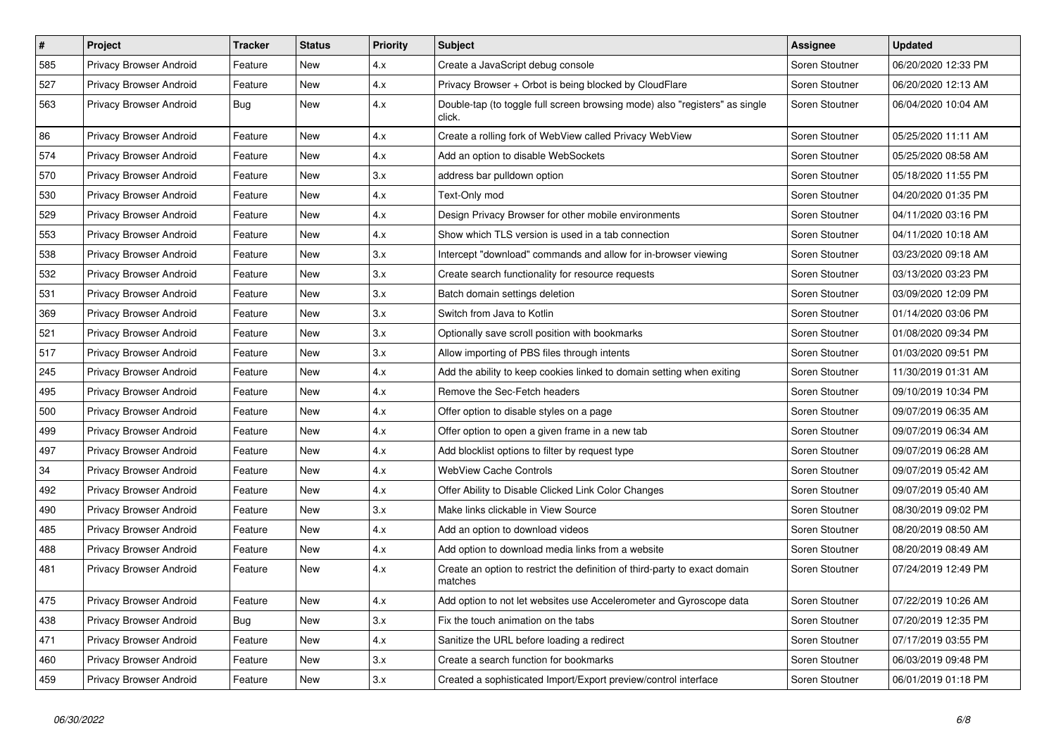| # | Project | Tracker | Status | Priority | Subject | Assignee | Updated |
|---|---|---|---|---|---|---|---|
| 585 | Privacy Browser Android | Feature | New | 4.x | Create a JavaScript debug console | Soren Stoutner | 06/20/2020 12:33 PM |
| 527 | Privacy Browser Android | Feature | New | 4.x | Privacy Browser + Orbot is being blocked by CloudFlare | Soren Stoutner | 06/20/2020 12:13 AM |
| 563 | Privacy Browser Android | Bug | New | 4.x | Double-tap (to toggle full screen browsing mode) also "registers" as single click. | Soren Stoutner | 06/04/2020 10:04 AM |
| 86 | Privacy Browser Android | Feature | New | 4.x | Create a rolling fork of WebView called Privacy WebView | Soren Stoutner | 05/25/2020 11:11 AM |
| 574 | Privacy Browser Android | Feature | New | 4.x | Add an option to disable WebSockets | Soren Stoutner | 05/25/2020 08:58 AM |
| 570 | Privacy Browser Android | Feature | New | 3.x | address bar pulldown option | Soren Stoutner | 05/18/2020 11:55 PM |
| 530 | Privacy Browser Android | Feature | New | 4.x | Text-Only mod | Soren Stoutner | 04/20/2020 01:35 PM |
| 529 | Privacy Browser Android | Feature | New | 4.x | Design Privacy Browser for other mobile environments | Soren Stoutner | 04/11/2020 03:16 PM |
| 553 | Privacy Browser Android | Feature | New | 4.x | Show which TLS version is used in a tab connection | Soren Stoutner | 04/11/2020 10:18 AM |
| 538 | Privacy Browser Android | Feature | New | 3.x | Intercept "download" commands and allow for in-browser viewing | Soren Stoutner | 03/23/2020 09:18 AM |
| 532 | Privacy Browser Android | Feature | New | 3.x | Create search functionality for resource requests | Soren Stoutner | 03/13/2020 03:23 PM |
| 531 | Privacy Browser Android | Feature | New | 3.x | Batch domain settings deletion | Soren Stoutner | 03/09/2020 12:09 PM |
| 369 | Privacy Browser Android | Feature | New | 3.x | Switch from Java to Kotlin | Soren Stoutner | 01/14/2020 03:06 PM |
| 521 | Privacy Browser Android | Feature | New | 3.x | Optionally save scroll position with bookmarks | Soren Stoutner | 01/08/2020 09:34 PM |
| 517 | Privacy Browser Android | Feature | New | 3.x | Allow importing of PBS files through intents | Soren Stoutner | 01/03/2020 09:51 PM |
| 245 | Privacy Browser Android | Feature | New | 4.x | Add the ability to keep cookies linked to domain setting when exiting | Soren Stoutner | 11/30/2019 01:31 AM |
| 495 | Privacy Browser Android | Feature | New | 4.x | Remove the Sec-Fetch headers | Soren Stoutner | 09/10/2019 10:34 PM |
| 500 | Privacy Browser Android | Feature | New | 4.x | Offer option to disable styles on a page | Soren Stoutner | 09/07/2019 06:35 AM |
| 499 | Privacy Browser Android | Feature | New | 4.x | Offer option to open a given frame in a new tab | Soren Stoutner | 09/07/2019 06:34 AM |
| 497 | Privacy Browser Android | Feature | New | 4.x | Add blocklist options to filter by request type | Soren Stoutner | 09/07/2019 06:28 AM |
| 34 | Privacy Browser Android | Feature | New | 4.x | WebView Cache Controls | Soren Stoutner | 09/07/2019 05:42 AM |
| 492 | Privacy Browser Android | Feature | New | 4.x | Offer Ability to Disable Clicked Link Color Changes | Soren Stoutner | 09/07/2019 05:40 AM |
| 490 | Privacy Browser Android | Feature | New | 3.x | Make links clickable in View Source | Soren Stoutner | 08/30/2019 09:02 PM |
| 485 | Privacy Browser Android | Feature | New | 4.x | Add an option to download videos | Soren Stoutner | 08/20/2019 08:50 AM |
| 488 | Privacy Browser Android | Feature | New | 4.x | Add option to download media links from a website | Soren Stoutner | 08/20/2019 08:49 AM |
| 481 | Privacy Browser Android | Feature | New | 4.x | Create an option to restrict the definition of third-party to exact domain matches | Soren Stoutner | 07/24/2019 12:49 PM |
| 475 | Privacy Browser Android | Feature | New | 4.x | Add option to not let websites use Accelerometer and Gyroscope data | Soren Stoutner | 07/22/2019 10:26 AM |
| 438 | Privacy Browser Android | Bug | New | 3.x | Fix the touch animation on the tabs | Soren Stoutner | 07/20/2019 12:35 PM |
| 471 | Privacy Browser Android | Feature | New | 4.x | Sanitize the URL before loading a redirect | Soren Stoutner | 07/17/2019 03:55 PM |
| 460 | Privacy Browser Android | Feature | New | 3.x | Create a search function for bookmarks | Soren Stoutner | 06/03/2019 09:48 PM |
| 459 | Privacy Browser Android | Feature | New | 3.x | Created a sophisticated Import/Export preview/control interface | Soren Stoutner | 06/01/2019 01:18 PM |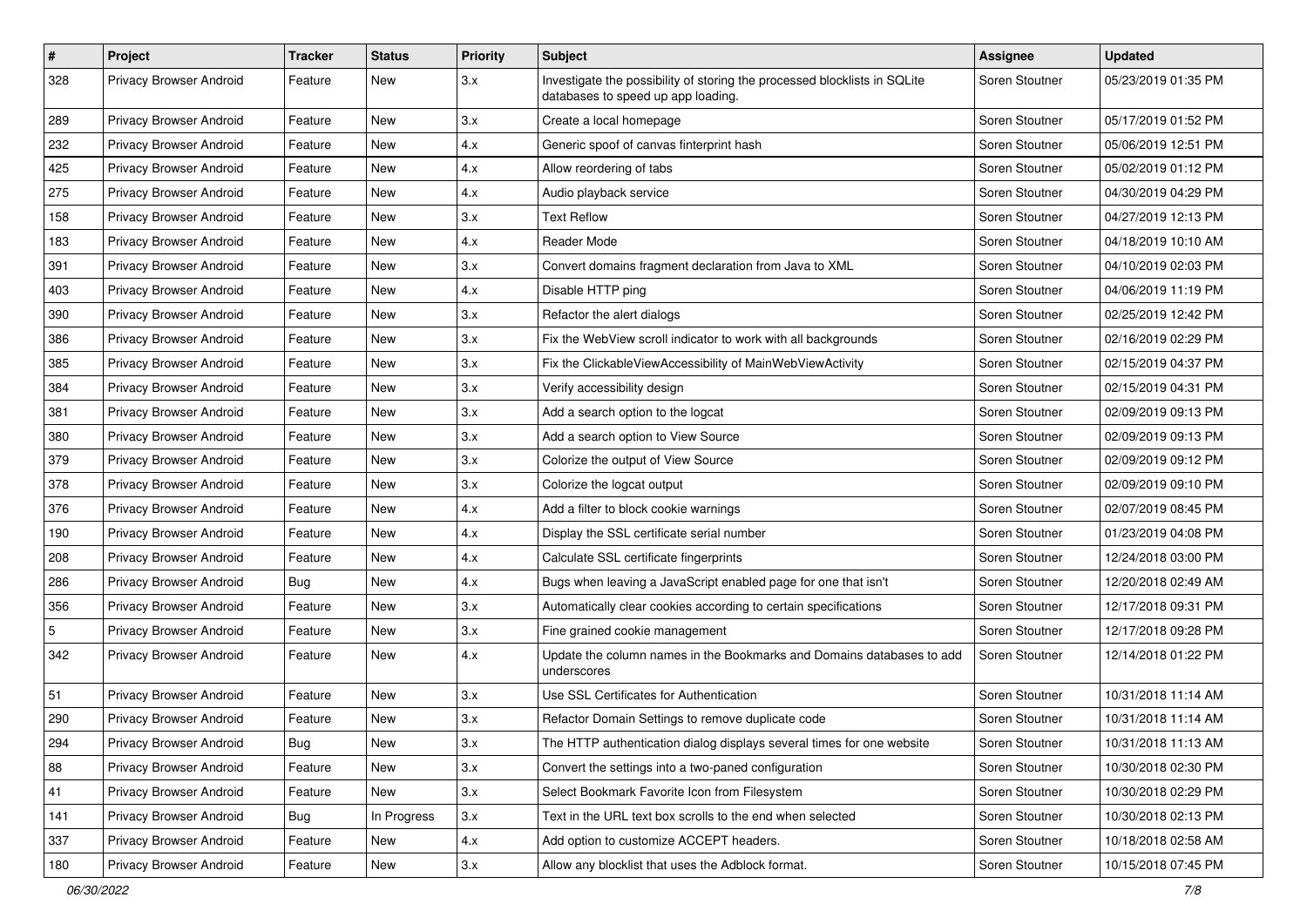| # | Project | Tracker | Status | Priority | Subject | Assignee | Updated |
| --- | --- | --- | --- | --- | --- | --- | --- |
| 328 | Privacy Browser Android | Feature | New | 3.x | Investigate the possibility of storing the processed blocklists in SQLite databases to speed up app loading. | Soren Stoutner | 05/23/2019 01:35 PM |
| 289 | Privacy Browser Android | Feature | New | 3.x | Create a local homepage | Soren Stoutner | 05/17/2019 01:52 PM |
| 232 | Privacy Browser Android | Feature | New | 4.x | Generic spoof of canvas finterprint hash | Soren Stoutner | 05/06/2019 12:51 PM |
| 425 | Privacy Browser Android | Feature | New | 4.x | Allow reordering of tabs | Soren Stoutner | 05/02/2019 01:12 PM |
| 275 | Privacy Browser Android | Feature | New | 4.x | Audio playback service | Soren Stoutner | 04/30/2019 04:29 PM |
| 158 | Privacy Browser Android | Feature | New | 3.x | Text Reflow | Soren Stoutner | 04/27/2019 12:13 PM |
| 183 | Privacy Browser Android | Feature | New | 4.x | Reader Mode | Soren Stoutner | 04/18/2019 10:10 AM |
| 391 | Privacy Browser Android | Feature | New | 3.x | Convert domains fragment declaration from Java to XML | Soren Stoutner | 04/10/2019 02:03 PM |
| 403 | Privacy Browser Android | Feature | New | 4.x | Disable HTTP ping | Soren Stoutner | 04/06/2019 11:19 PM |
| 390 | Privacy Browser Android | Feature | New | 3.x | Refactor the alert dialogs | Soren Stoutner | 02/25/2019 12:42 PM |
| 386 | Privacy Browser Android | Feature | New | 3.x | Fix the WebView scroll indicator to work with all backgrounds | Soren Stoutner | 02/16/2019 02:29 PM |
| 385 | Privacy Browser Android | Feature | New | 3.x | Fix the ClickableViewAccessibility of MainWebViewActivity | Soren Stoutner | 02/15/2019 04:37 PM |
| 384 | Privacy Browser Android | Feature | New | 3.x | Verify accessibility design | Soren Stoutner | 02/15/2019 04:31 PM |
| 381 | Privacy Browser Android | Feature | New | 3.x | Add a search option to the logcat | Soren Stoutner | 02/09/2019 09:13 PM |
| 380 | Privacy Browser Android | Feature | New | 3.x | Add a search option to View Source | Soren Stoutner | 02/09/2019 09:13 PM |
| 379 | Privacy Browser Android | Feature | New | 3.x | Colorize the output of View Source | Soren Stoutner | 02/09/2019 09:12 PM |
| 378 | Privacy Browser Android | Feature | New | 3.x | Colorize the logcat output | Soren Stoutner | 02/09/2019 09:10 PM |
| 376 | Privacy Browser Android | Feature | New | 4.x | Add a filter to block cookie warnings | Soren Stoutner | 02/07/2019 08:45 PM |
| 190 | Privacy Browser Android | Feature | New | 4.x | Display the SSL certificate serial number | Soren Stoutner | 01/23/2019 04:08 PM |
| 208 | Privacy Browser Android | Feature | New | 4.x | Calculate SSL certificate fingerprints | Soren Stoutner | 12/24/2018 03:00 PM |
| 286 | Privacy Browser Android | Bug | New | 4.x | Bugs when leaving a JavaScript enabled page for one that isn't | Soren Stoutner | 12/20/2018 02:49 AM |
| 356 | Privacy Browser Android | Feature | New | 3.x | Automatically clear cookies according to certain specifications | Soren Stoutner | 12/17/2018 09:31 PM |
| 5 | Privacy Browser Android | Feature | New | 3.x | Fine grained cookie management | Soren Stoutner | 12/17/2018 09:28 PM |
| 342 | Privacy Browser Android | Feature | New | 4.x | Update the column names in the Bookmarks and Domains databases to add underscores | Soren Stoutner | 12/14/2018 01:22 PM |
| 51 | Privacy Browser Android | Feature | New | 3.x | Use SSL Certificates for Authentication | Soren Stoutner | 10/31/2018 11:14 AM |
| 290 | Privacy Browser Android | Feature | New | 3.x | Refactor Domain Settings to remove duplicate code | Soren Stoutner | 10/31/2018 11:14 AM |
| 294 | Privacy Browser Android | Bug | New | 3.x | The HTTP authentication dialog displays several times for one website | Soren Stoutner | 10/31/2018 11:13 AM |
| 88 | Privacy Browser Android | Feature | New | 3.x | Convert the settings into a two-paned configuration | Soren Stoutner | 10/30/2018 02:30 PM |
| 41 | Privacy Browser Android | Feature | New | 3.x | Select Bookmark Favorite Icon from Filesystem | Soren Stoutner | 10/30/2018 02:29 PM |
| 141 | Privacy Browser Android | Bug | In Progress | 3.x | Text in the URL text box scrolls to the end when selected | Soren Stoutner | 10/30/2018 02:13 PM |
| 337 | Privacy Browser Android | Feature | New | 4.x | Add option to customize ACCEPT headers. | Soren Stoutner | 10/18/2018 02:58 AM |
| 180 | Privacy Browser Android | Feature | New | 3.x | Allow any blocklist that uses the Adblock format. | Soren Stoutner | 10/15/2018 07:45 PM |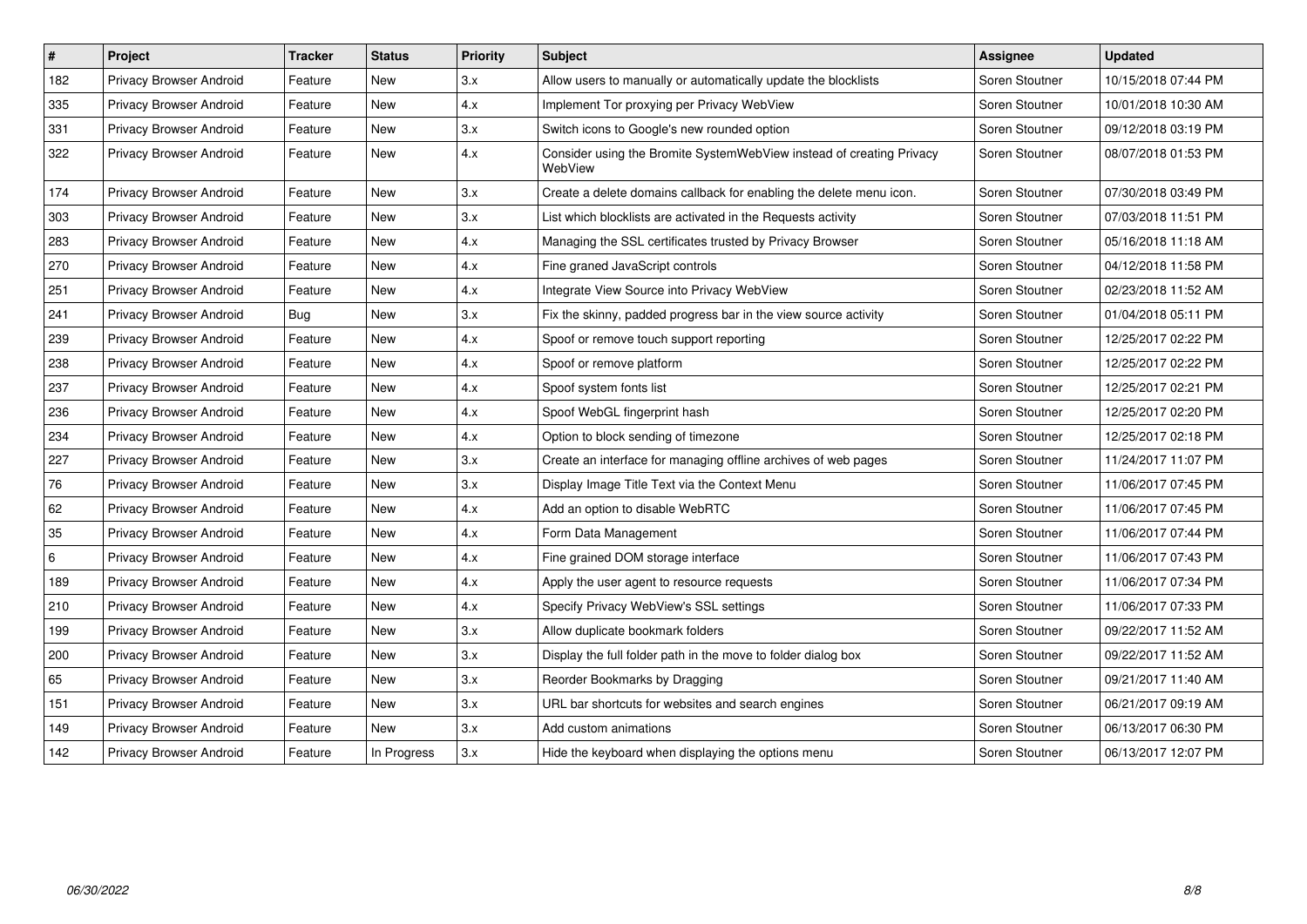| # | Project | Tracker | Status | Priority | Subject | Assignee | Updated |
|---|---|---|---|---|---|---|---|
| 182 | Privacy Browser Android | Feature | New | 3.x | Allow users to manually or automatically update the blocklists | Soren Stoutner | 10/15/2018 07:44 PM |
| 335 | Privacy Browser Android | Feature | New | 4.x | Implement Tor proxying per Privacy WebView | Soren Stoutner | 10/01/2018 10:30 AM |
| 331 | Privacy Browser Android | Feature | New | 3.x | Switch icons to Google's new rounded option | Soren Stoutner | 09/12/2018 03:19 PM |
| 322 | Privacy Browser Android | Feature | New | 4.x | Consider using the Bromite SystemWebView instead of creating Privacy WebView | Soren Stoutner | 08/07/2018 01:53 PM |
| 174 | Privacy Browser Android | Feature | New | 3.x | Create a delete domains callback for enabling the delete menu icon. | Soren Stoutner | 07/30/2018 03:49 PM |
| 303 | Privacy Browser Android | Feature | New | 3.x | List which blocklists are activated in the Requests activity | Soren Stoutner | 07/03/2018 11:51 PM |
| 283 | Privacy Browser Android | Feature | New | 4.x | Managing the SSL certificates trusted by Privacy Browser | Soren Stoutner | 05/16/2018 11:18 AM |
| 270 | Privacy Browser Android | Feature | New | 4.x | Fine graned JavaScript controls | Soren Stoutner | 04/12/2018 11:58 PM |
| 251 | Privacy Browser Android | Feature | New | 4.x | Integrate View Source into Privacy WebView | Soren Stoutner | 02/23/2018 11:52 AM |
| 241 | Privacy Browser Android | Bug | New | 3.x | Fix the skinny, padded progress bar in the view source activity | Soren Stoutner | 01/04/2018 05:11 PM |
| 239 | Privacy Browser Android | Feature | New | 4.x | Spoof or remove touch support reporting | Soren Stoutner | 12/25/2017 02:22 PM |
| 238 | Privacy Browser Android | Feature | New | 4.x | Spoof or remove platform | Soren Stoutner | 12/25/2017 02:22 PM |
| 237 | Privacy Browser Android | Feature | New | 4.x | Spoof system fonts list | Soren Stoutner | 12/25/2017 02:21 PM |
| 236 | Privacy Browser Android | Feature | New | 4.x | Spoof WebGL fingerprint hash | Soren Stoutner | 12/25/2017 02:20 PM |
| 234 | Privacy Browser Android | Feature | New | 4.x | Option to block sending of timezone | Soren Stoutner | 12/25/2017 02:18 PM |
| 227 | Privacy Browser Android | Feature | New | 3.x | Create an interface for managing offline archives of web pages | Soren Stoutner | 11/24/2017 11:07 PM |
| 76 | Privacy Browser Android | Feature | New | 3.x | Display Image Title Text via the Context Menu | Soren Stoutner | 11/06/2017 07:45 PM |
| 62 | Privacy Browser Android | Feature | New | 4.x | Add an option to disable WebRTC | Soren Stoutner | 11/06/2017 07:45 PM |
| 35 | Privacy Browser Android | Feature | New | 4.x | Form Data Management | Soren Stoutner | 11/06/2017 07:44 PM |
| 6 | Privacy Browser Android | Feature | New | 4.x | Fine grained DOM storage interface | Soren Stoutner | 11/06/2017 07:43 PM |
| 189 | Privacy Browser Android | Feature | New | 4.x | Apply the user agent to resource requests | Soren Stoutner | 11/06/2017 07:34 PM |
| 210 | Privacy Browser Android | Feature | New | 4.x | Specify Privacy WebView's SSL settings | Soren Stoutner | 11/06/2017 07:33 PM |
| 199 | Privacy Browser Android | Feature | New | 3.x | Allow duplicate bookmark folders | Soren Stoutner | 09/22/2017 11:52 AM |
| 200 | Privacy Browser Android | Feature | New | 3.x | Display the full folder path in the move to folder dialog box | Soren Stoutner | 09/22/2017 11:52 AM |
| 65 | Privacy Browser Android | Feature | New | 3.x | Reorder Bookmarks by Dragging | Soren Stoutner | 09/21/2017 11:40 AM |
| 151 | Privacy Browser Android | Feature | New | 3.x | URL bar shortcuts for websites and search engines | Soren Stoutner | 06/21/2017 09:19 AM |
| 149 | Privacy Browser Android | Feature | New | 3.x | Add custom animations | Soren Stoutner | 06/13/2017 06:30 PM |
| 142 | Privacy Browser Android | Feature | In Progress | 3.x | Hide the keyboard when displaying the options menu | Soren Stoutner | 06/13/2017 12:07 PM |